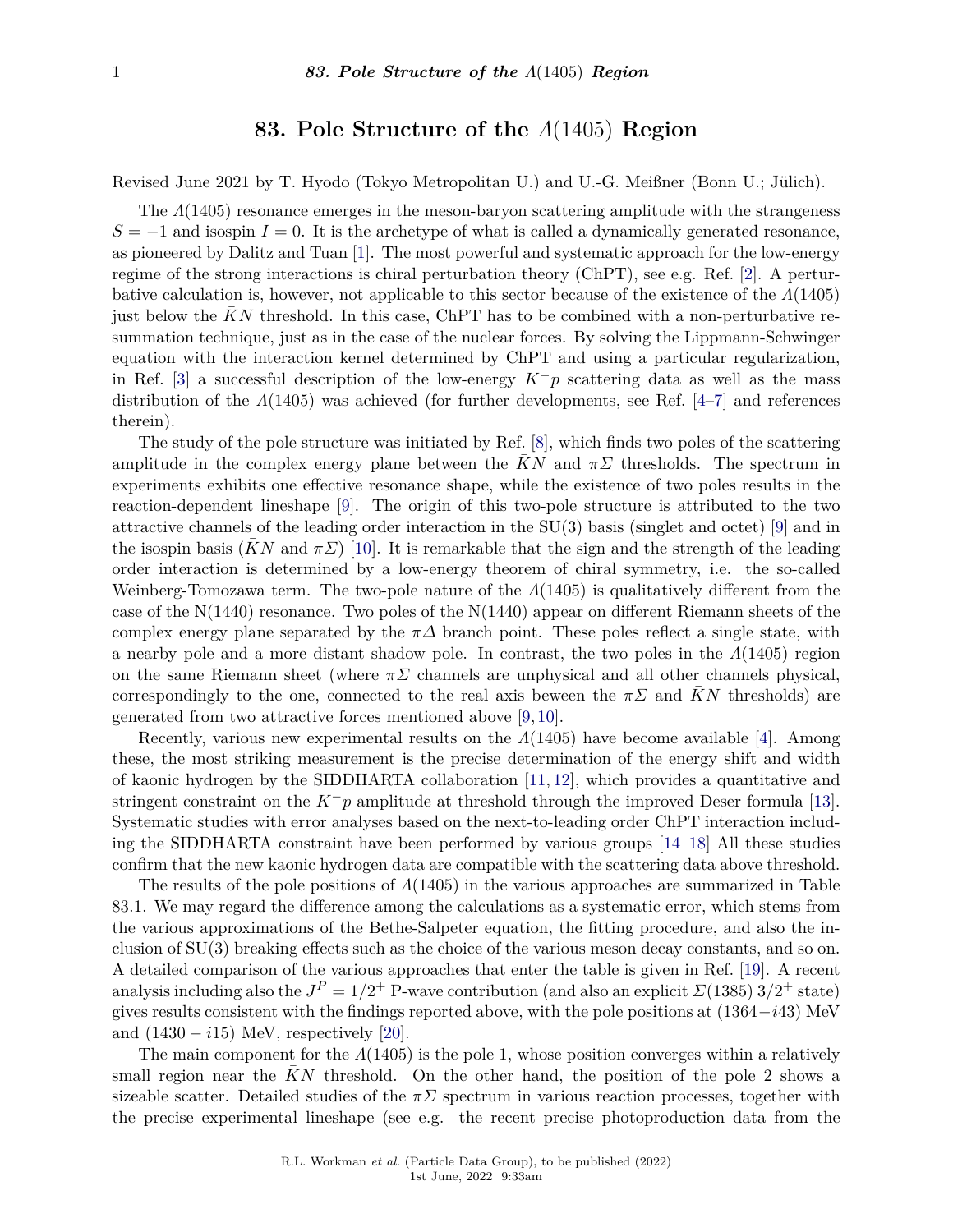# 83. Pole Structure of the $\Lambda(1405)$ Region

Revised June 2021 by T. Hyodo (Tokyo Metropolitan U.) and U.-G. Meißner (Bonn U.; Jülich).

The $\Lambda(1405)$ resonance emerges in the meson-baryon scattering amplitude with the strangeness $S = -1$ and isospin $I = 0$. It is the archetype of what is called a dynamically generated resonance, as pioneered by Dalitz and Tuan [1]. The most powerful and systematic approach for the low-energy regime of the strong interactions is chiral perturbation theory (ChPT), see e.g. Ref. [2]. A perturbative calculation is, however, not applicable to this sector because of the existence of the $\Lambda(1405)$ just below the $\bar{K}N$ threshold. In this case, ChPT has to be combined with a non-perturbative resummation technique, just as in the case of the nuclear forces. By solving the Lippmann-Schwinger equation with the interaction kernel determined by ChPT and using a particular regularization, in Ref. [3] a successful description of the low-energy $K^-p$ scattering data as well as the mass distribution of the $\Lambda(1405)$ was achieved (for further developments, see Ref. [4–7] and references therein).

The study of the pole structure was initiated by Ref. [8], which finds two poles of the scattering amplitude in the complex energy plane between the $\bar{K}N$ and $\pi\Sigma$ thresholds. The spectrum in experiments exhibits one effective resonance shape, while the existence of two poles results in the reaction-dependent lineshape [9]. The origin of this two-pole structure is attributed to the two attractive channels of the leading order interaction in the SU(3) basis (singlet and octet) [9] and in the isospin basis ($\bar{K}N$ and $\pi\Sigma$) [10]. It is remarkable that the sign and the strength of the leading order interaction is determined by a low-energy theorem of chiral symmetry, i.e. the so-called Weinberg-Tomozawa term. The two-pole nature of the $\Lambda(1405)$ is qualitatively different from the case of the N(1440) resonance. Two poles of the N(1440) appear on different Riemann sheets of the complex energy plane separated by the $\pi\Delta$ branch point. These poles reflect a single state, with a nearby pole and a more distant shadow pole. In contrast, the two poles in the $\Lambda(1405)$ region on the same Riemann sheet (where $\pi\Sigma$ channels are unphysical and all other channels physical, correspondingly to the one, connected to the real axis beween the $\pi\Sigma$ and $\bar{K}N$ thresholds) are generated from two attractive forces mentioned above [9, 10].

Recently, various new experimental results on the $\Lambda(1405)$ have become available [4]. Among these, the most striking measurement is the precise determination of the energy shift and width of kaonic hydrogen by the SIDDHARTA collaboration [11, 12], which provides a quantitative and stringent constraint on the $K^-p$ amplitude at threshold through the improved Deser formula [13]. Systematic studies with error analyses based on the next-to-leading order ChPT interaction including the SIDDHARTA constraint have been performed by various groups [14–18] All these studies confirm that the new kaonic hydrogen data are compatible with the scattering data above threshold.

The results of the pole positions of $\Lambda(1405)$ in the various approaches are summarized in Table 83.1. We may regard the difference among the calculations as a systematic error, which stems from the various approximations of the Bethe-Salpeter equation, the fitting procedure, and also the inclusion of SU(3) breaking effects such as the choice of the various meson decay constants, and so on. A detailed comparison of the various approaches that enter the table is given in Ref. [19]. A recent analysis including also the $J^P = 1/2^+$ P-wave contribution (and also an explicit $\Sigma(1385)\ 3/2^+$ state) gives results consistent with the findings reported above, with the pole positions at $(1364 - i43)$ MeV and $(1430 - i15)$ MeV, respectively [20].

The main component for the $\Lambda(1405)$ is the pole 1, whose position converges within a relatively small region near the $\bar{K}N$ threshold. On the other hand, the position of the pole 2 shows a sizeable scatter. Detailed studies of the $\pi\Sigma$ spectrum in various reaction processes, together with the precise experimental lineshape (see e.g. the recent precise photoproduction data from the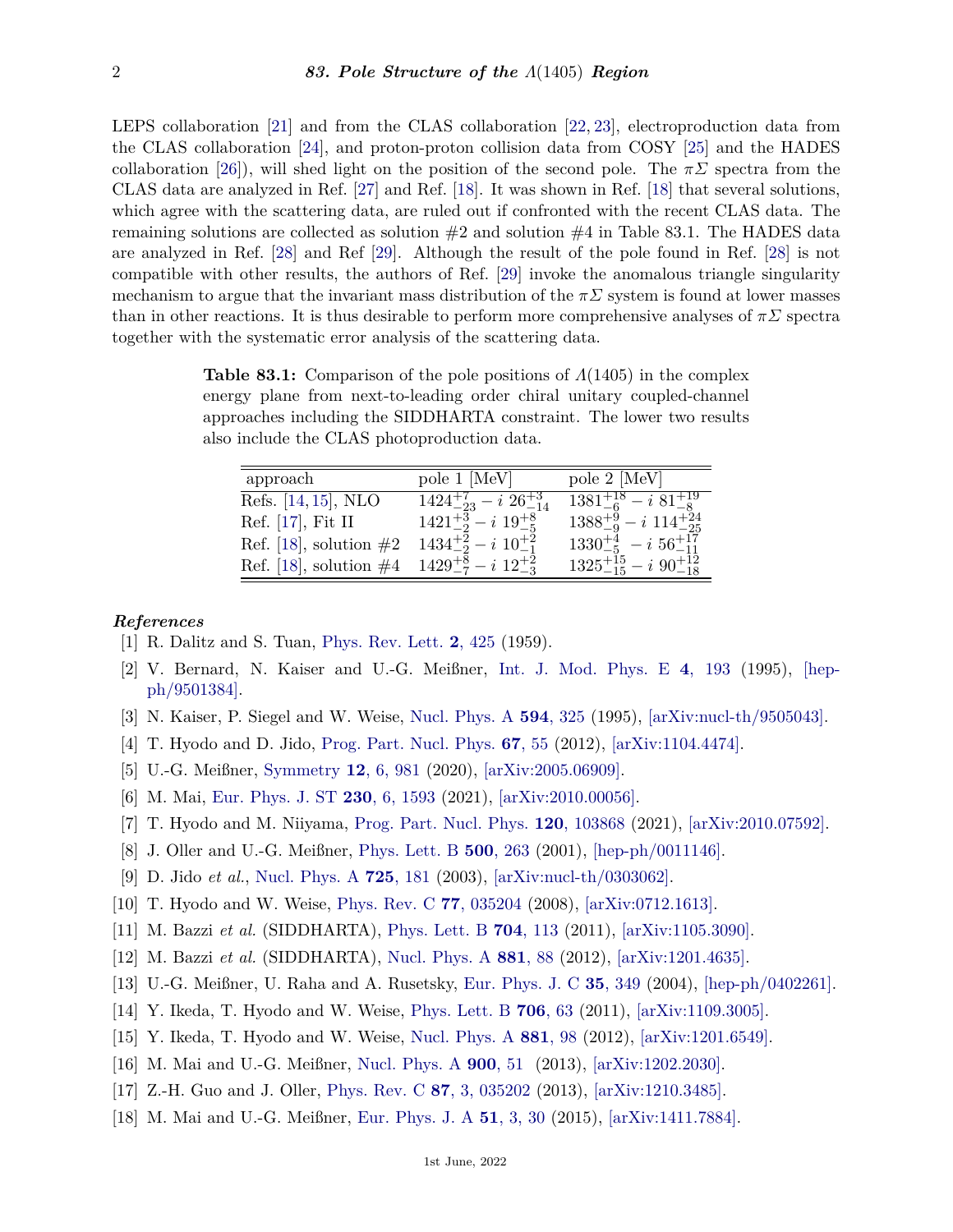LEPS collaboration [21] and from the CLAS collaboration [22, 23], electroproduction data from the CLAS collaboration [24], and proton-proton collision data from COSY [25] and the HADES collaboration [26]), will shed light on the position of the second pole. The $\pi\Sigma$ spectra from the CLAS data are analyzed in Ref. [27] and Ref. [18]. It was shown in Ref. [18] that several solutions, which agree with the scattering data, are ruled out if confronted with the recent CLAS data. The remaining solutions are collected as solution #2 and solution #4 in Table 83.1. The HADES data are analyzed in Ref. [28] and Ref [29]. Although the result of the pole found in Ref. [28] is not compatible with other results, the authors of Ref. [29] invoke the anomalous triangle singularity mechanism to argue that the invariant mass distribution of the $\pi\Sigma$ system is found at lower masses than in other reactions. It is thus desirable to perform more comprehensive analyses of $\pi\Sigma$ spectra together with the systematic error analysis of the scattering data.

**Table 83.1:** Comparison of the pole positions of $\Lambda(1405)$ in the complex energy plane from next-to-leading order chiral unitary coupled-channel approaches including the SIDDHARTA constraint. The lower two results also include the CLAS photoproduction data.

| approach | pole 1 [MeV] | pole 2 [MeV] |
|---|---|---|
| Refs. [14,15], NLO | $1424^{+7}_{-23} - i\ 26^{+3}_{-14}$ | $1381^{+18}_{-6} - i\ 81^{+19}_{-8}$ |
| Ref. [17], Fit II | $1421^{+3}_{-2} - i\ 19^{+8}_{-5}$ | $1388^{+9}_{-9} - i\ 114^{+24}_{-25}$ |
| Ref. [18], solution #2 | $1434^{+2}_{-2} - i\ 10^{+2}_{-1}$ | $1330^{+4}_{-5} - i\ 56^{+17}_{-11}$ |
| Ref. [18], solution #4 | $1429^{+8}_{-7} - i\ 12^{+2}_{-3}$ | $1325^{+15}_{-15} - i\ 90^{+12}_{-18}$ |

### *References*

[1] R. Dalitz and S. Tuan, Phys. Rev. Lett. **2**, 425 (1959).

[2] V. Bernard, N. Kaiser and U.-G. Meißner, Int. J. Mod. Phys. E **4**, 193 (1995), [hep-ph/9501384].

[3] N. Kaiser, P. Siegel and W. Weise, Nucl. Phys. A **594**, 325 (1995), [arXiv:nucl-th/9505043].

[4] T. Hyodo and D. Jido, Prog. Part. Nucl. Phys. **67**, 55 (2012), [arXiv:1104.4474].

[5] U.-G. Meißner, Symmetry **12**, 6, 981 (2020), [arXiv:2005.06909].

[6] M. Mai, Eur. Phys. J. ST **230**, 6, 1593 (2021), [arXiv:2010.00056].

[7] T. Hyodo and M. Niiyama, Prog. Part. Nucl. Phys. **120**, 103868 (2021), [arXiv:2010.07592].

[8] J. Oller and U.-G. Meißner, Phys. Lett. B **500**, 263 (2001), [hep-ph/0011146].

[9] D. Jido *et al.*, Nucl. Phys. A **725**, 181 (2003), [arXiv:nucl-th/0303062].

[10] T. Hyodo and W. Weise, Phys. Rev. C **77**, 035204 (2008), [arXiv:0712.1613].

[11] M. Bazzi *et al.* (SIDDHARTA), Phys. Lett. B **704**, 113 (2011), [arXiv:1105.3090].

[12] M. Bazzi *et al.* (SIDDHARTA), Nucl. Phys. A **881**, 88 (2012), [arXiv:1201.4635].

[13] U.-G. Meißner, U. Raha and A. Rusetsky, Eur. Phys. J. C **35**, 349 (2004), [hep-ph/0402261].

[14] Y. Ikeda, T. Hyodo and W. Weise, Phys. Lett. B **706**, 63 (2011), [arXiv:1109.3005].

[15] Y. Ikeda, T. Hyodo and W. Weise, Nucl. Phys. A **881**, 98 (2012), [arXiv:1201.6549].

[16] M. Mai and U.-G. Meißner, Nucl. Phys. A **900**, 51 (2013), [arXiv:1202.2030].

[17] Z.-H. Guo and J. Oller, Phys. Rev. C **87**, 3, 035202 (2013), [arXiv:1210.3485].

[18] M. Mai and U.-G. Meißner, Eur. Phys. J. A **51**, 3, 30 (2015), [arXiv:1411.7884].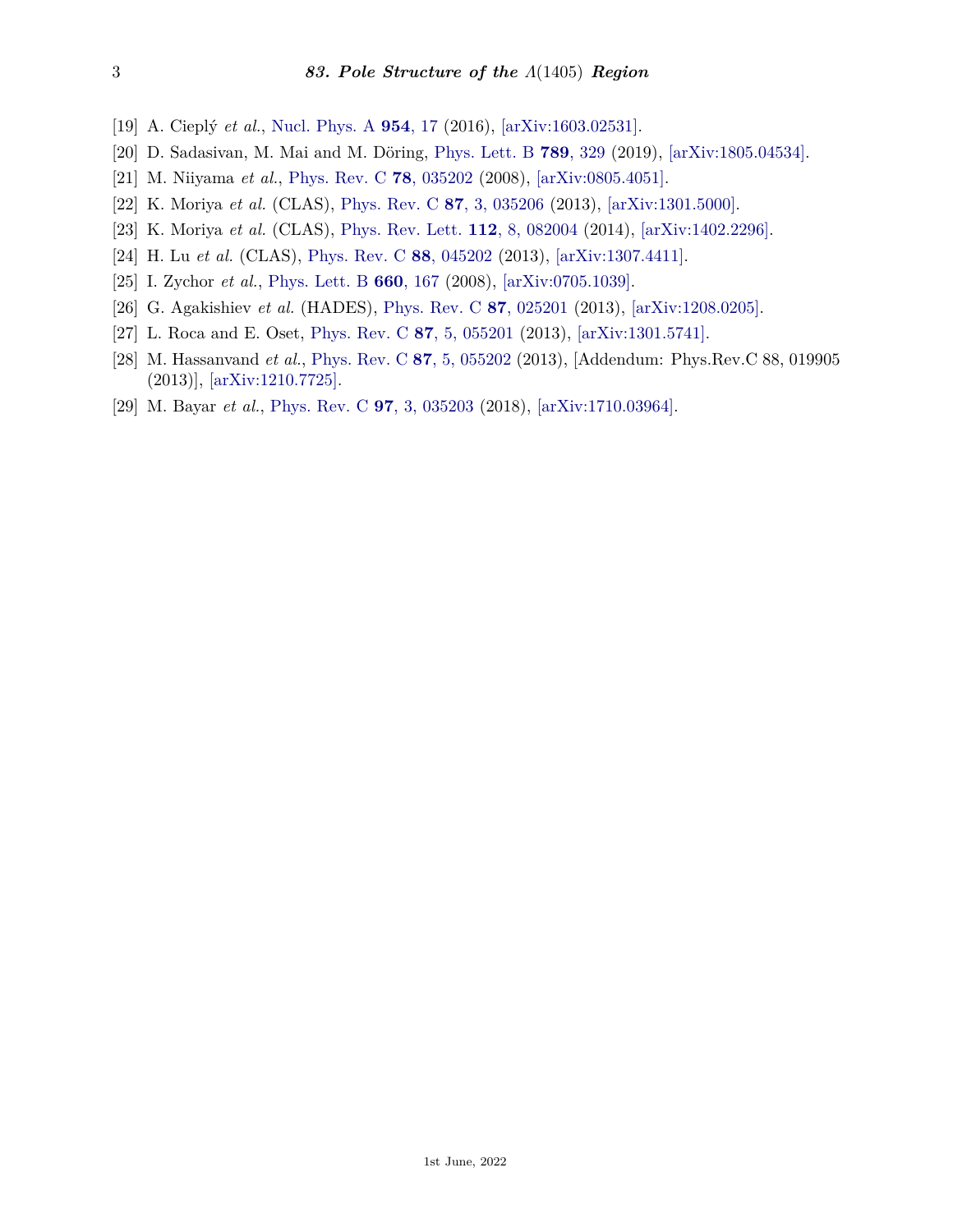[19] A. Cieplý *et al.*, Nucl. Phys. A **954**, 17 (2016), [arXiv:1603.02531].

[20] D. Sadasivan, M. Mai and M. Döring, Phys. Lett. B **789**, 329 (2019), [arXiv:1805.04534].

[21] M. Niiyama *et al.*, Phys. Rev. C **78**, 035202 (2008), [arXiv:0805.4051].

[22] K. Moriya *et al.* (CLAS), Phys. Rev. C **87**, 3, 035206 (2013), [arXiv:1301.5000].

[23] K. Moriya *et al.* (CLAS), Phys. Rev. Lett. **112**, 8, 082004 (2014), [arXiv:1402.2296].

[24] H. Lu *et al.* (CLAS), Phys. Rev. C **88**, 045202 (2013), [arXiv:1307.4411].

[25] I. Zychor *et al.*, Phys. Lett. B **660**, 167 (2008), [arXiv:0705.1039].

[26] G. Agakishiev *et al.* (HADES), Phys. Rev. C **87**, 025201 (2013), [arXiv:1208.0205].

[27] L. Roca and E. Oset, Phys. Rev. C **87**, 5, 055201 (2013), [arXiv:1301.5741].

[28] M. Hassanvand *et al.*, Phys. Rev. C **87**, 5, 055202 (2013), [Addendum: Phys.Rev.C 88, 019905 (2013)], [arXiv:1210.7725].

[29] M. Bayar *et al.*, Phys. Rev. C **97**, 3, 035203 (2018), [arXiv:1710.03964].